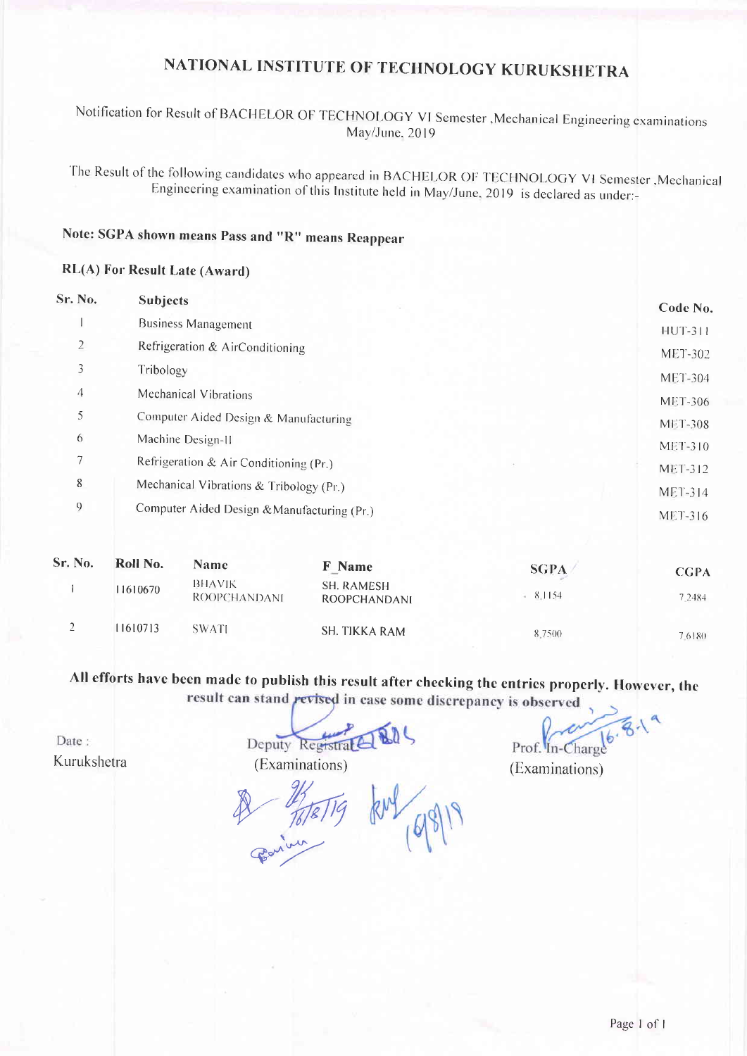# NATIONAL INSTITUTE OF TECHNOLOGY KURUKSHETRA

Notification for Result of BACHELOR OF TECHNOLOGY VI Semester ,Mechanical Engineering examinations May/June, 2019

The Result of the following candidates who appeared in BACHELOR OF TECHNOLOGY VI Semester ,Mechanical Engineering examination of this Institute held in May/June, 2019 is declared as under:-

**Note: SGPA shown means Pass and "R" means Reappear**

**RL(A) For Result Late (Award)**

| Sr. No. | Subjects | Code No. |
|---|---|---|
| 1 | Business Management | HUT-311 |
| 2 | Refrigeration & AirConditioning | MET-302 |
| 3 | Tribology | MET-304 |
| 4 | Mechanical Vibrations | MET-306 |
| 5 | Computer Aided Design & Manufacturing | MET-308 |
| 6 | Machine Design-II | MET-310 |
| 7 | Refrigeration & Air Conditioning (Pr.) | MET-312 |
| 8 | Mechanical Vibrations & Tribology (Pr.) | MET-314 |
| 9 | Computer Aided Design &Manufacturing (Pr.) | MET-316 |

| Sr. No. | Roll No. | Name | F_Name | SGPA | CGPA |
|---|---|---|---|---|---|
| 1 | 11610670 | BHAVIK ROOPCHANDANI | SH. RAMESH ROOPCHANDANI | 8.1154 | 7.2484 |
| 2 | 11610713 | SWATI | SH. TIKKA RAM | 8.7500 | 7.6180 |

**All efforts have been made to publish this result after checking the entries properly. However, the result can stand revised in case some discrepancy is observed**

Date :

Kurukshetra

Deputy Registrar
(Examinations)

Prof. In-Charge
(Examinations)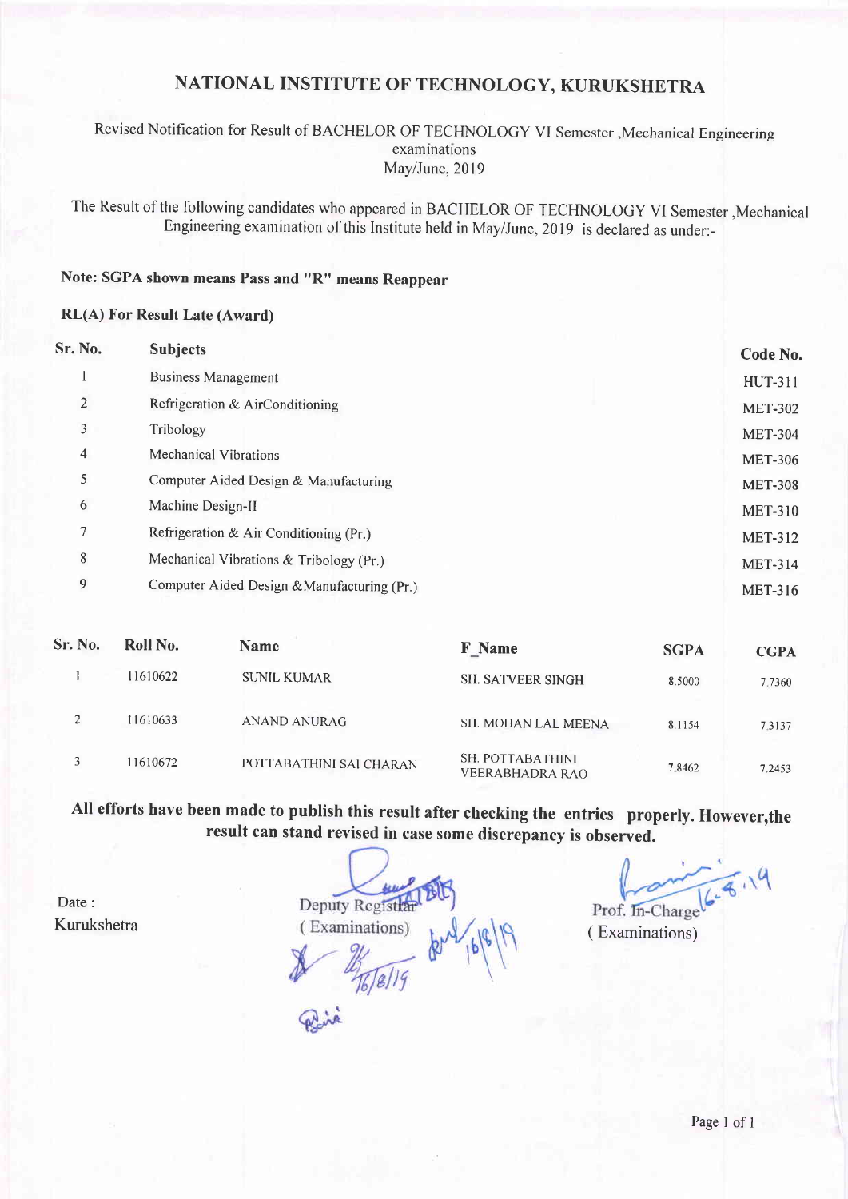# NATIONAL INSTITUTE OF TECHNOLOGY, KURUKSHETRA

Revised Notification for Result of BACHELOR OF TECHNOLOGY VI Semester ,Mechanical Engineering examinations
May/June, 2019

The Result of the following candidates who appeared in BACHELOR OF TECHNOLOGY VI Semester ,Mechanical Engineering examination of this Institute held in May/June, 2019 is declared as under:-

**Note: SGPA shown means Pass and "R" means Reappear**

**RL(A) For Result Late (Award)**

| Sr. No. | Subjects | Code No. |
|---|---|---|
| 1 | Business Management | HUT-311 |
| 2 | Refrigeration & AirConditioning | MET-302 |
| 3 | Tribology | MET-304 |
| 4 | Mechanical Vibrations | MET-306 |
| 5 | Computer Aided Design & Manufacturing | MET-308 |
| 6 | Machine Design-II | MET-310 |
| 7 | Refrigeration & Air Conditioning (Pr.) | MET-312 |
| 8 | Mechanical Vibrations & Tribology (Pr.) | MET-314 |
| 9 | Computer Aided Design &Manufacturing (Pr.) | MET-316 |

| Sr. No. | Roll No. | Name | F_Name | SGPA | CGPA |
|---|---|---|---|---|---|
| 1 | 11610622 | SUNIL KUMAR | SH. SATVEER SINGH | 8.5000 | 7.7360 |
| 2 | 11610633 | ANAND ANURAG | SH. MOHAN LAL MEENA | 8.1154 | 7.3137 |
| 3 | 11610672 | POTTABATHINI SAI CHARAN | SH. POTTABATHINI VEERABHADRA RAO | 7.8462 | 7.2453 |

**All efforts have been made to publish this result after checking the entries properly. However,the result can stand revised in case some discrepancy is observed.**

Date :
Kurukshetra

Deputy Registrar
( Examinations)

16/8/19

Prof. In-Charge 16.8.19
( Examinations)